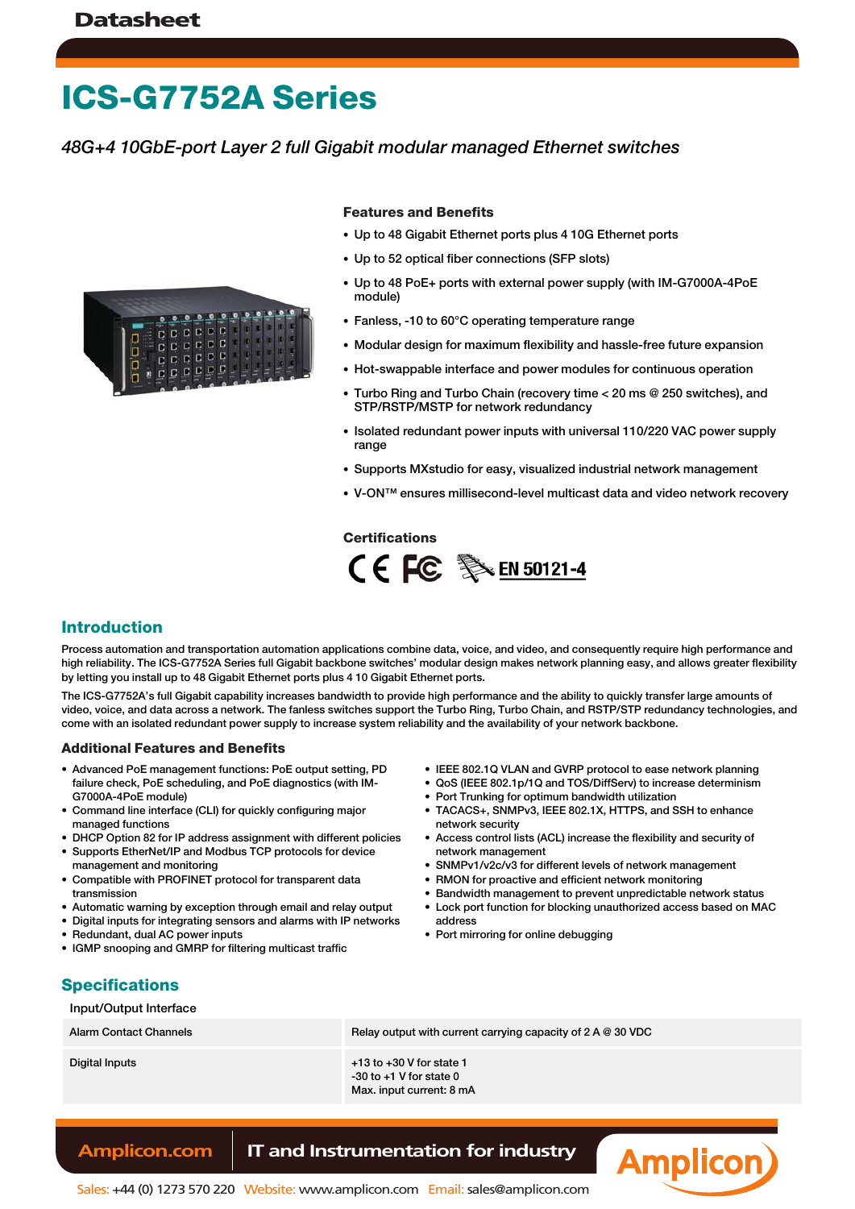# ICS-G7752A Series

*48G+4 10GbE-port Layer 2 full Gigabit modular managed Ethernet switches*

### Features and Benefits

- Up to 48 Gigabit Ethernet ports plus 4 10G Ethernet ports
- Up to 52 optical fiber connections (SFP slots)
- Up to 48 PoE+ ports with external power supply (with IM-G7000A-4PoE module)
- Fanless, -10 to 60°C operating temperature range
- Modular design for maximum flexibility and hassle-free future expansion
- Hot-swappable interface and power modules for continuous operation
- Turbo Ring and Turbo Chain (recovery time < 20 ms @ 250 switches), and STP/RSTP/MSTP for network redundancy
- Isolated redundant power inputs with universal 110/220 VAC power supply range
- Supports MXstudio for easy, visualized industrial network management
- V-ON™ ensures millisecond-level multicast data and video network recovery

### Certifications

CE FC EN 50121-4

## Introduction

Process automation and transportation automation applications combine data, voice, and video, and consequently require high performance and high reliability. The ICS-G7752A Series full Gigabit backbone switches' modular design makes network planning easy, and allows greater flexibility by letting you install up to 48 Gigabit Ethernet ports plus 4 10 Gigabit Ethernet ports.

The ICS-G7752A's full Gigabit capability increases bandwidth to provide high performance and the ability to quickly transfer large amounts of video, voice, and data across a network. The fanless switches support the Turbo Ring, Turbo Chain, and RSTP/STP redundancy technologies, and come with an isolated redundant power supply to increase system reliability and the availability of your network backbone.

### Additional Features and Benefits

- Advanced PoE management functions: PoE output setting, PD failure check, PoE scheduling, and PoE diagnostics (with IM-G7000A-4PoE module)
- Command line interface (CLI) for quickly configuring major managed functions
- DHCP Option 82 for IP address assignment with different policies
- Supports EtherNet/IP and Modbus TCP protocols for device management and monitoring
- Compatible with PROFINET protocol for transparent data transmission
- Automatic warning by exception through email and relay output
- Digital inputs for integrating sensors and alarms with IP networks
- Redundant, dual AC power inputs
- IGMP snooping and GMRP for filtering multicast traffic
- IEEE 802.1Q VLAN and GVRP protocol to ease network planning
- QoS (IEEE 802.1p/1Q and TOS/DiffServ) to increase determinism
- Port Trunking for optimum bandwidth utilization
- TACACS+, SNMPv3, IEEE 802.1X, HTTPS, and SSH to enhance network security
- Access control lists (ACL) increase the flexibility and security of network management
- SNMPv1/v2c/v3 for different levels of network management
- RMON for proactive and efficient network monitoring
- Bandwidth management to prevent unpredictable network status
- Lock port function for blocking unauthorized access based on MAC address
- Port mirroring for online debugging

## Specifications

### Input/Output Interface

| | |
|---|---|
| Alarm Contact Channels | Relay output with current carrying capacity of 2 A @ 30 VDC |
| Digital Inputs | +13 to +30 V for state 1<br>-30 to +1 V for state 0<br>Max. input current: 8 mA |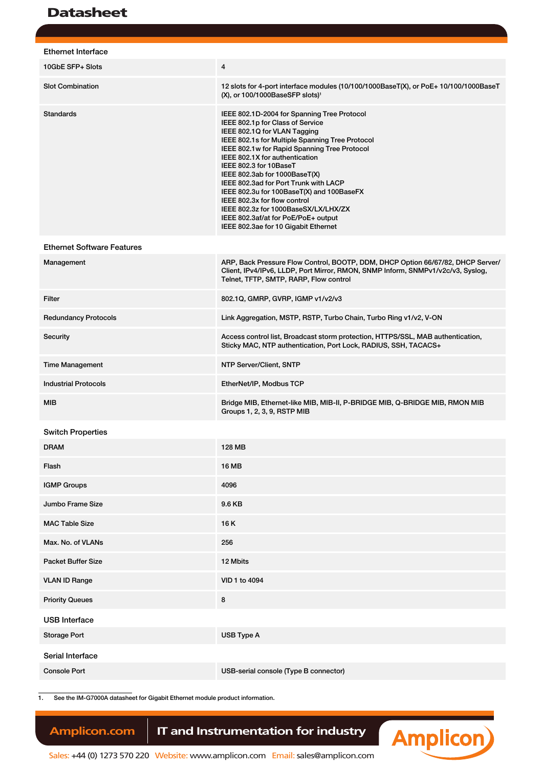# Datasheet

## Ethernet Interface

| | |
|---|---|
| 10GbE SFP+ Slots | 4 |
| Slot Combination | 12 slots for 4-port interface modules (10/100/1000BaseT(X), or PoE+ 10/100/1000BaseT (X), or 100/1000BaseSFP slots)[1] |
| Standards | IEEE 802.1D-2004 for Spanning Tree Protocol<br>IEEE 802.1p for Class of Service<br>IEEE 802.1Q for VLAN Tagging<br>IEEE 802.1s for Multiple Spanning Tree Protocol<br>IEEE 802.1w for Rapid Spanning Tree Protocol<br>IEEE 802.1X for authentication<br>IEEE 802.3 for 10BaseT<br>IEEE 802.3ab for 1000BaseT(X)<br>IEEE 802.3ad for Port Trunk with LACP<br>IEEE 802.3u for 100BaseT(X) and 100BaseFX<br>IEEE 802.3x for flow control<br>IEEE 802.3z for 1000BaseSX/LX/LHX/ZX<br>IEEE 802.3af/at for PoE/PoE+ output<br>IEEE 802.3ae for 10 Gigabit Ethernet |

## Ethernet Software Features

| | |
|---|---|
| Management | ARP, Back Pressure Flow Control, BOOTP, DDM, DHCP Option 66/67/82, DHCP Server/ Client, IPv4/IPv6, LLDP, Port Mirror, RMON, SNMP Inform, SNMPv1/v2c/v3, Syslog, Telnet, TFTP, SMTP, RARP, Flow control |
| Filter | 802.1Q, GMRP, GVRP, IGMP v1/v2/v3 |
| Redundancy Protocols | Link Aggregation, MSTP, RSTP, Turbo Chain, Turbo Ring v1/v2, V-ON |
| Security | Access control list, Broadcast storm protection, HTTPS/SSL, MAB authentication, Sticky MAC, NTP authentication, Port Lock, RADIUS, SSH, TACACS+ |
| Time Management | NTP Server/Client, SNTP |
| Industrial Protocols | EtherNet/IP, Modbus TCP |
| MIB | Bridge MIB, Ethernet-like MIB, MIB-II, P-BRIDGE MIB, Q-BRIDGE MIB, RMON MIB Groups 1, 2, 3, 9, RSTP MIB |

## Switch Properties

| | |
|---|---|
| DRAM | 128 MB |
| Flash | 16 MB |
| IGMP Groups | 4096 |
| Jumbo Frame Size | 9.6 KB |
| MAC Table Size | 16 K |
| Max. No. of VLANs | 256 |
| Packet Buffer Size | 12 Mbits |
| VLAN ID Range | VID 1 to 4094 |
| Priority Queues | 8 |

## USB Interface

| | |
|---|---|
| Storage Port | USB Type A |

## Serial Interface

| | |
|---|---|
| Console Port | USB-serial console (Type B connector) |

1. See the IM-G7000A datasheet for Gigabit Ethernet module product information.

Amplicon.com | IT and Instrumentation for industry

Sales: +44 (0) 1273 570 220 Website: www.amplicon.com Email: sales@amplicon.com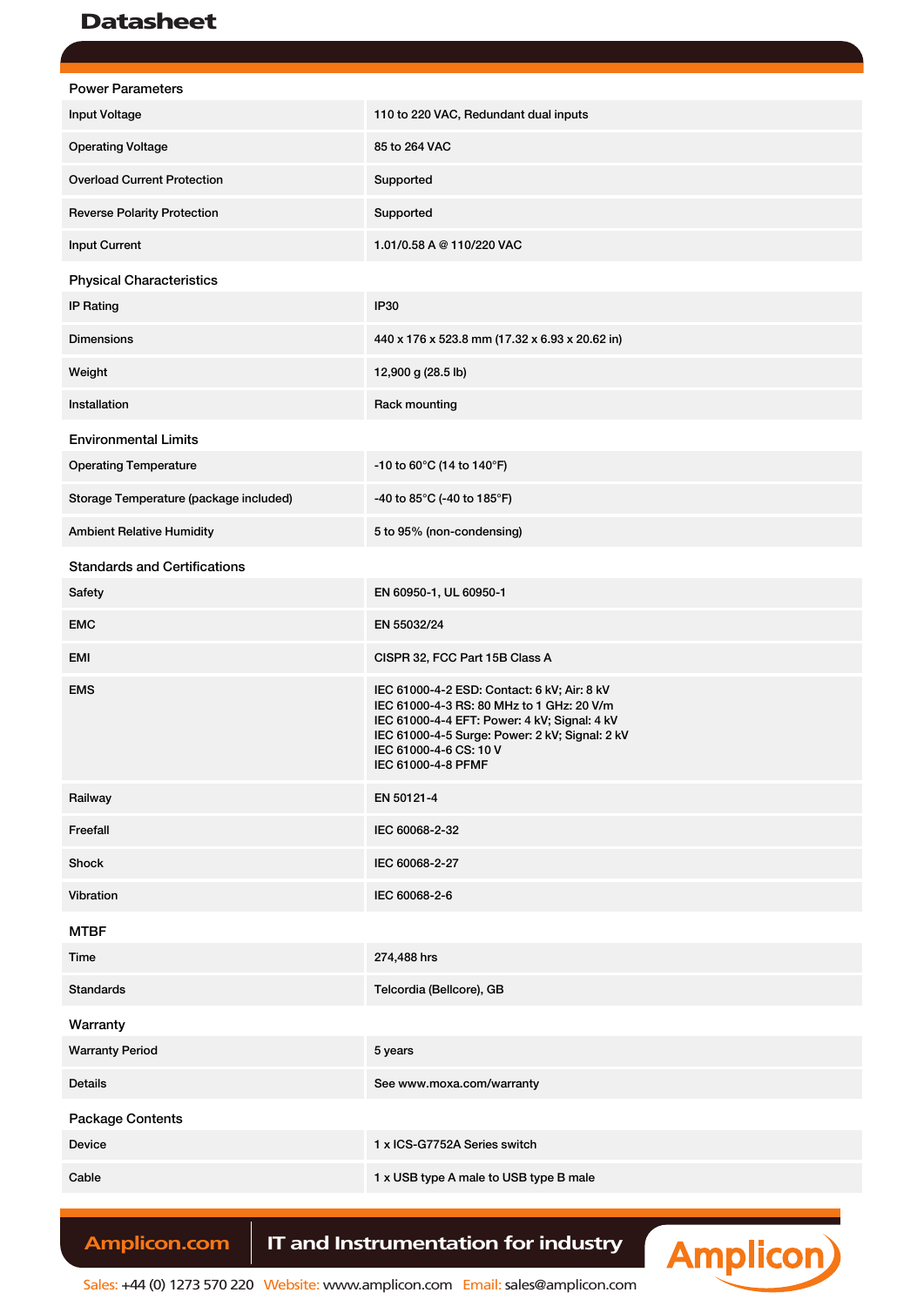# Datasheet

## Power Parameters

| | |
|---|---|
| Input Voltage | 110 to 220 VAC, Redundant dual inputs |
| Operating Voltage | 85 to 264 VAC |
| Overload Current Protection | Supported |
| Reverse Polarity Protection | Supported |
| Input Current | 1.01/0.58 A @ 110/220 VAC |

## Physical Characteristics

| | |
|---|---|
| IP Rating | IP30 |
| Dimensions | 440 x 176 x 523.8 mm (17.32 x 6.93 x 20.62 in) |
| Weight | 12,900 g (28.5 lb) |
| Installation | Rack mounting |

## Environmental Limits

| | |
|---|---|
| Operating Temperature | -10 to 60°C (14 to 140°F) |
| Storage Temperature (package included) | -40 to 85°C (-40 to 185°F) |
| Ambient Relative Humidity | 5 to 95% (non-condensing) |

## Standards and Certifications

| | |
|---|---|
| Safety | EN 60950-1, UL 60950-1 |
| EMC | EN 55032/24 |
| EMI | CISPR 32, FCC Part 15B Class A |
| EMS | IEC 61000-4-2 ESD: Contact: 6 kV; Air: 8 kV<br>IEC 61000-4-3 RS: 80 MHz to 1 GHz: 20 V/m<br>IEC 61000-4-4 EFT: Power: 4 kV; Signal: 4 kV<br>IEC 61000-4-5 Surge: Power: 2 kV; Signal: 2 kV<br>IEC 61000-4-6 CS: 10 V<br>IEC 61000-4-8 PFMF |
| Railway | EN 50121-4 |
| Freefall | IEC 60068-2-32 |
| Shock | IEC 60068-2-27 |
| Vibration | IEC 60068-2-6 |

## MTBF

| | |
|---|---|
| Time | 274,488 hrs |
| Standards | Telcordia (Bellcore), GB |

## Warranty

| | |
|---|---|
| Warranty Period | 5 years |
| Details | See www.moxa.com/warranty |

## Package Contents

| | |
|---|---|
| Device | 1 x ICS-G7752A Series switch |
| Cable | 1 x USB type A male to USB type B male |

Amplicon.com | IT and Instrumentation for industry

Sales: +44 (0) 1273 570 220 Website: www.amplicon.com Email: sales@amplicon.com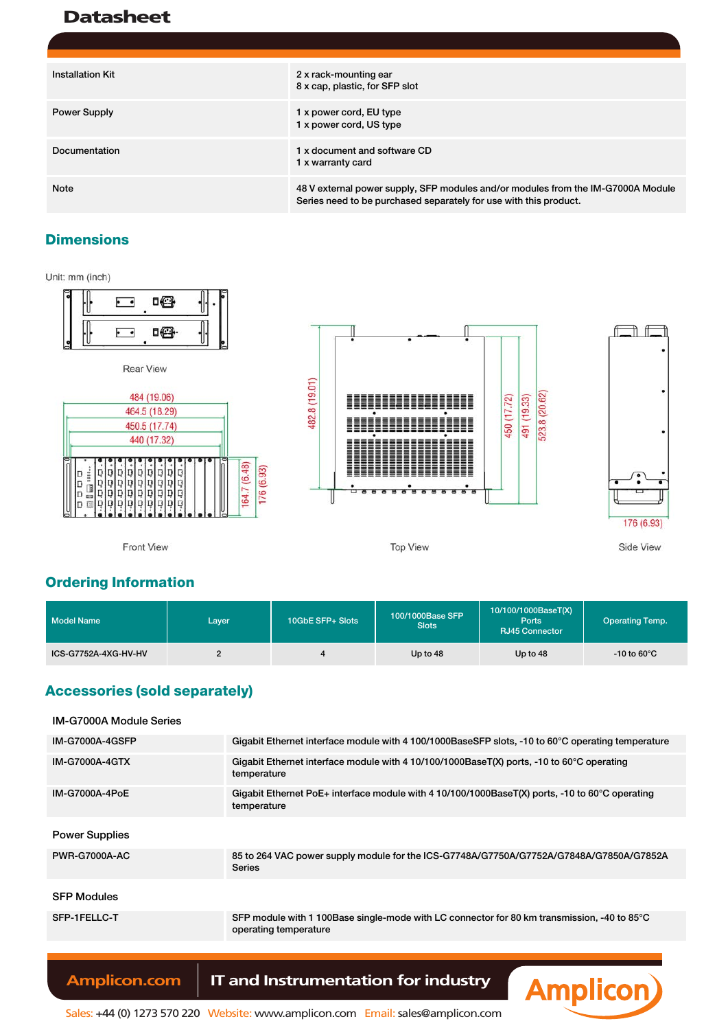# Datasheet

| | |
|---|---|
| Installation Kit | 2 x rack-mounting ear<br>8 x cap, plastic, for SFP slot |
| Power Supply | 1 x power cord, EU type<br>1 x power cord, US type |
| Documentation | 1 x document and software CD<br>1 x warranty card |
| Note | 48 V external power supply, SFP modules and/or modules from the IM-G7000A Module Series need to be purchased separately for use with this product. |

## Dimensions

Unit: mm (inch)

Rear View

484 (19.06)
464.5 (18.29)
450.5 (17.74)
440 (17.32)
164.7 (6.48)
176 (6.93)

Front View

482.8 (19.01)
450 (17.72)
491 (19.33)
523.8 (20.62)

Top View

176 (6.93)

Side View

## Ordering Information

| Model Name | Layer | 10GbE SFP+ Slots | 100/1000Base SFP Slots | 10/100/1000BaseT(X) Ports RJ45 Connector | Operating Temp. |
|---|---|---|---|---|---|
| ICS-G7752A-4XG-HV-HV | 2 | 4 | Up to 48 | Up to 48 | -10 to 60°C |

## Accessories (sold separately)

### IM-G7000A Module Series

| | |
|---|---|
| IM-G7000A-4GSFP | Gigabit Ethernet interface module with 4 100/1000BaseSFP slots, -10 to 60°C operating temperature |
| IM-G7000A-4GTX | Gigabit Ethernet interface module with 4 10/100/1000BaseT(X) ports, -10 to 60°C operating temperature |
| IM-G7000A-4PoE | Gigabit Ethernet PoE+ interface module with 4 10/100/1000BaseT(X) ports, -10 to 60°C operating temperature |

### Power Supplies

| | |
|---|---|
| PWR-G7000A-AC | 85 to 264 VAC power supply module for the ICS-G7748A/G7750A/G7752A/G7848A/G7850A/G7852A Series |

### SFP Modules

| | |
|---|---|
| SFP-1FELLC-T | SFP module with 1 100Base single-mode with LC connector for 80 km transmission, -40 to 85°C operating temperature |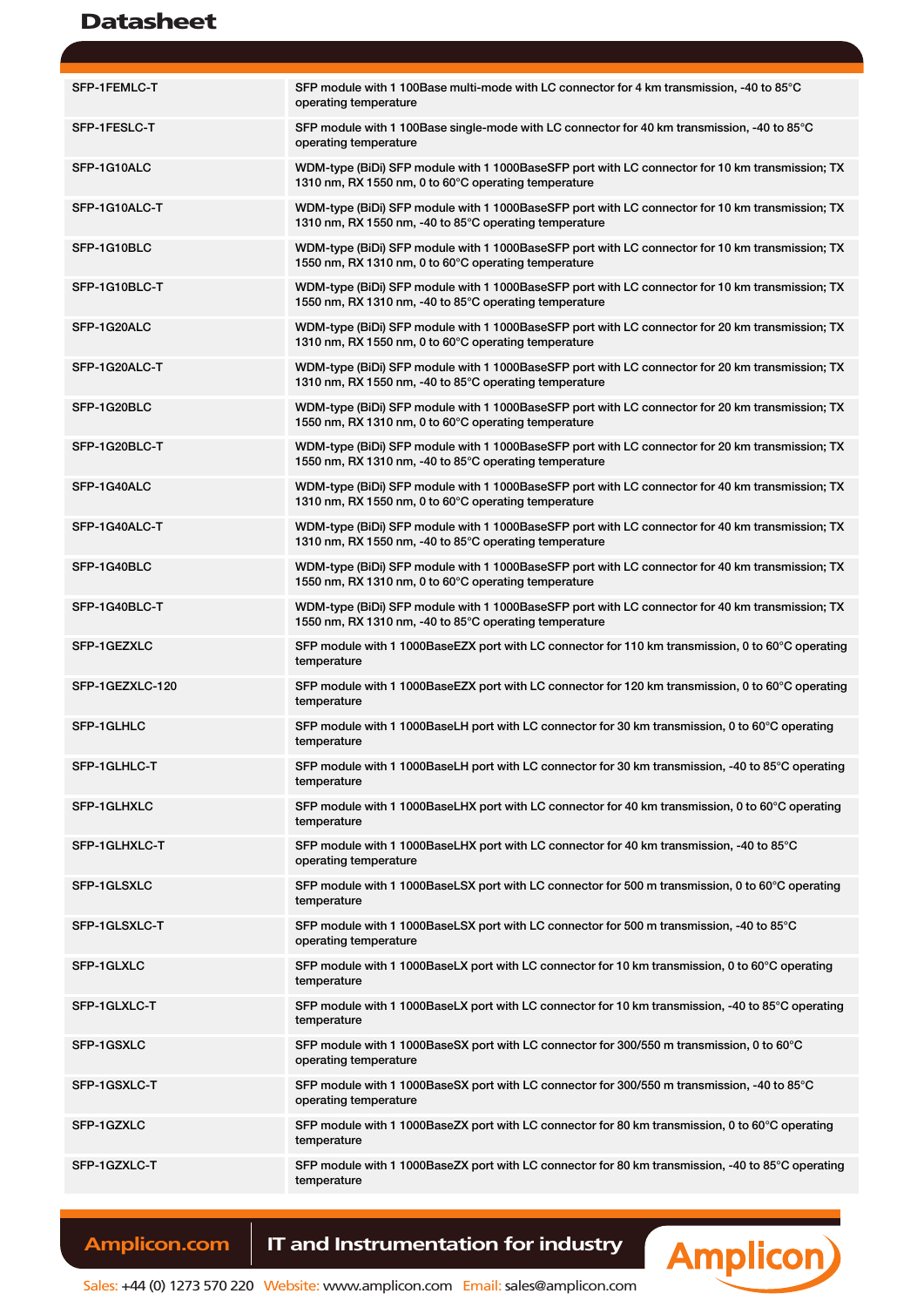| | |
|---|---|
| SFP-1FEMLC-T | SFP module with 1 100Base multi-mode with LC connector for 4 km transmission, -40 to 85°C operating temperature |
| SFP-1FESLC-T | SFP module with 1 100Base single-mode with LC connector for 40 km transmission, -40 to 85°C operating temperature |
| SFP-1G10ALC | WDM-type (BiDi) SFP module with 1 1000BaseSFP port with LC connector for 10 km transmission; TX 1310 nm, RX 1550 nm, 0 to 60°C operating temperature |
| SFP-1G10ALC-T | WDM-type (BiDi) SFP module with 1 1000BaseSFP port with LC connector for 10 km transmission; TX 1310 nm, RX 1550 nm, -40 to 85°C operating temperature |
| SFP-1G10BLC | WDM-type (BiDi) SFP module with 1 1000BaseSFP port with LC connector for 10 km transmission; TX 1550 nm, RX 1310 nm, 0 to 60°C operating temperature |
| SFP-1G10BLC-T | WDM-type (BiDi) SFP module with 1 1000BaseSFP port with LC connector for 10 km transmission; TX 1550 nm, RX 1310 nm, -40 to 85°C operating temperature |
| SFP-1G20ALC | WDM-type (BiDi) SFP module with 1 1000BaseSFP port with LC connector for 20 km transmission; TX 1310 nm, RX 1550 nm, 0 to 60°C operating temperature |
| SFP-1G20ALC-T | WDM-type (BiDi) SFP module with 1 1000BaseSFP port with LC connector for 20 km transmission; TX 1310 nm, RX 1550 nm, -40 to 85°C operating temperature |
| SFP-1G20BLC | WDM-type (BiDi) SFP module with 1 1000BaseSFP port with LC connector for 20 km transmission; TX 1550 nm, RX 1310 nm, 0 to 60°C operating temperature |
| SFP-1G20BLC-T | WDM-type (BiDi) SFP module with 1 1000BaseSFP port with LC connector for 20 km transmission; TX 1550 nm, RX 1310 nm, -40 to 85°C operating temperature |
| SFP-1G40ALC | WDM-type (BiDi) SFP module with 1 1000BaseSFP port with LC connector for 40 km transmission; TX 1310 nm, RX 1550 nm, 0 to 60°C operating temperature |
| SFP-1G40ALC-T | WDM-type (BiDi) SFP module with 1 1000BaseSFP port with LC connector for 40 km transmission; TX 1310 nm, RX 1550 nm, -40 to 85°C operating temperature |
| SFP-1G40BLC | WDM-type (BiDi) SFP module with 1 1000BaseSFP port with LC connector for 40 km transmission; TX 1550 nm, RX 1310 nm, 0 to 60°C operating temperature |
| SFP-1G40BLC-T | WDM-type (BiDi) SFP module with 1 1000BaseSFP port with LC connector for 40 km transmission; TX 1550 nm, RX 1310 nm, -40 to 85°C operating temperature |
| SFP-1GEZXLC | SFP module with 1 1000BaseEZX port with LC connector for 110 km transmission, 0 to 60°C operating temperature |
| SFP-1GEZXLC-120 | SFP module with 1 1000BaseEZX port with LC connector for 120 km transmission, 0 to 60°C operating temperature |
| SFP-1GLHLC | SFP module with 1 1000BaseLH port with LC connector for 30 km transmission, 0 to 60°C operating temperature |
| SFP-1GLHLC-T | SFP module with 1 1000BaseLH port with LC connector for 30 km transmission, -40 to 85°C operating temperature |
| SFP-1GLHXLC | SFP module with 1 1000BaseLHX port with LC connector for 40 km transmission, 0 to 60°C operating temperature |
| SFP-1GLHXLC-T | SFP module with 1 1000BaseLHX port with LC connector for 40 km transmission, -40 to 85°C operating temperature |
| SFP-1GLSXLC | SFP module with 1 1000BaseLSX port with LC connector for 500 m transmission, 0 to 60°C operating temperature |
| SFP-1GLSXLC-T | SFP module with 1 1000BaseLSX port with LC connector for 500 m transmission, -40 to 85°C operating temperature |
| SFP-1GLXLC | SFP module with 1 1000BaseLX port with LC connector for 10 km transmission, 0 to 60°C operating temperature |
| SFP-1GLXLC-T | SFP module with 1 1000BaseLX port with LC connector for 10 km transmission, -40 to 85°C operating temperature |
| SFP-1GSXLC | SFP module with 1 1000BaseSX port with LC connector for 300/550 m transmission, 0 to 60°C operating temperature |
| SFP-1GSXLC-T | SFP module with 1 1000BaseSX port with LC connector for 300/550 m transmission, -40 to 85°C operating temperature |
| SFP-1GZXLC | SFP module with 1 1000BaseZX port with LC connector for 80 km transmission, 0 to 60°C operating temperature |
| SFP-1GZXLC-T | SFP module with 1 1000BaseZX port with LC connector for 80 km transmission, -40 to 85°C operating temperature |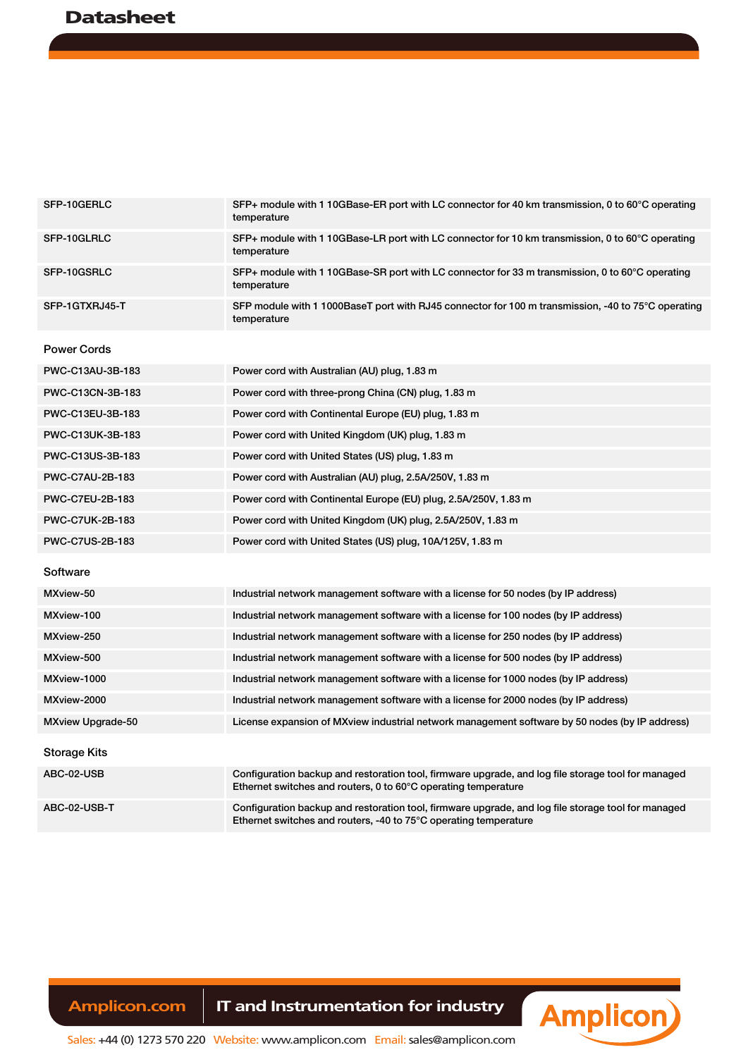| | |
|---|---|
| SFP-10GERLC | SFP+ module with 1 10GBase-ER port with LC connector for 40 km transmission, 0 to 60°C operating temperature |
| SFP-10GLRLC | SFP+ module with 1 10GBase-LR port with LC connector for 10 km transmission, 0 to 60°C operating temperature |
| SFP-10GSRLC | SFP+ module with 1 10GBase-SR port with LC connector for 33 m transmission, 0 to 60°C operating temperature |
| SFP-1GTXRJ45-T | SFP module with 1 1000BaseT port with RJ45 connector for 100 m transmission, -40 to 75°C operating temperature |

Power Cords

| | |
|---|---|
| PWC-C13AU-3B-183 | Power cord with Australian (AU) plug, 1.83 m |
| PWC-C13CN-3B-183 | Power cord with three-prong China (CN) plug, 1.83 m |
| PWC-C13EU-3B-183 | Power cord with Continental Europe (EU) plug, 1.83 m |
| PWC-C13UK-3B-183 | Power cord with United Kingdom (UK) plug, 1.83 m |
| PWC-C13US-3B-183 | Power cord with United States (US) plug, 1.83 m |
| PWC-C7AU-2B-183 | Power cord with Australian (AU) plug, 2.5A/250V, 1.83 m |
| PWC-C7EU-2B-183 | Power cord with Continental Europe (EU) plug, 2.5A/250V, 1.83 m |
| PWC-C7UK-2B-183 | Power cord with United Kingdom (UK) plug, 2.5A/250V, 1.83 m |
| PWC-C7US-2B-183 | Power cord with United States (US) plug, 10A/125V, 1.83 m |

Software

| | |
|---|---|
| MXview-50 | Industrial network management software with a license for 50 nodes (by IP address) |
| MXview-100 | Industrial network management software with a license for 100 nodes (by IP address) |
| MXview-250 | Industrial network management software with a license for 250 nodes (by IP address) |
| MXview-500 | Industrial network management software with a license for 500 nodes (by IP address) |
| MXview-1000 | Industrial network management software with a license for 1000 nodes (by IP address) |
| MXview-2000 | Industrial network management software with a license for 2000 nodes (by IP address) |
| MXview Upgrade-50 | License expansion of MXview industrial network management software by 50 nodes (by IP address) |

Storage Kits

| | |
|---|---|
| ABC-02-USB | Configuration backup and restoration tool, firmware upgrade, and log file storage tool for managed Ethernet switches and routers, 0 to 60°C operating temperature |
| ABC-02-USB-T | Configuration backup and restoration tool, firmware upgrade, and log file storage tool for managed Ethernet switches and routers, -40 to 75°C operating temperature |